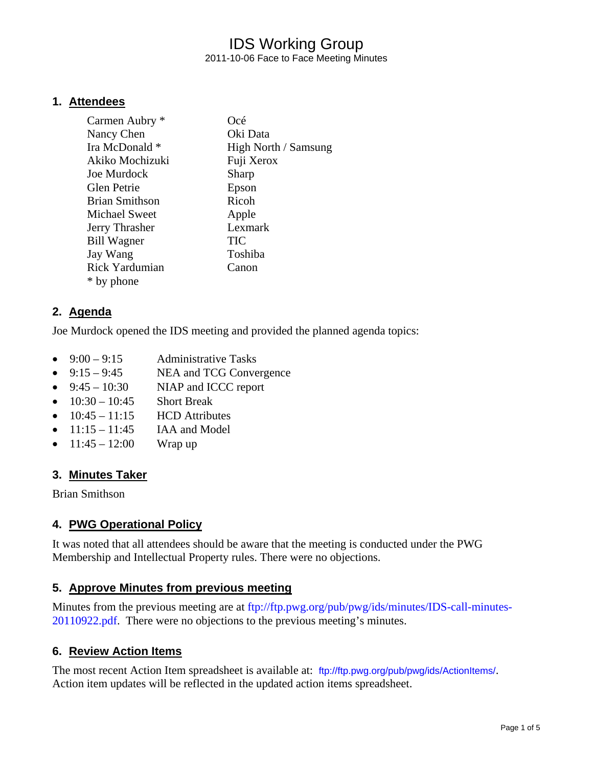# IDS Working Group

2011-10-06 Face to Face Meeting Minutes

## 1. Attendees

| | |
|---|---|
| Carmen Aubry * | Océ |
| Nancy Chen | Oki Data |
| Ira McDonald * | High North / Samsung |
| Akiko Mochizuki | Fuji Xerox |
| Joe Murdock | Sharp |
| Glen Petrie | Epson |
| Brian Smithson | Ricoh |
| Michael Sweet | Apple |
| Jerry Thrasher | Lexmark |
| Bill Wagner | TIC |
| Jay Wang | Toshiba |
| Rick Yardumian | Canon |

* by phone

## 2. Agenda

Joe Murdock opened the IDS meeting and provided the planned agenda topics:

- 9:00 – 9:15 Administrative Tasks
- 9:15 – 9:45 NEA and TCG Convergence
- 9:45 – 10:30 NIAP and ICCC report
- 10:30 – 10:45 Short Break
- 10:45 – 11:15 HCD Attributes
- 11:15 – 11:45 IAA and Model
- 11:45 – 12:00 Wrap up

## 3. Minutes Taker

Brian Smithson

## 4. PWG Operational Policy

It was noted that all attendees should be aware that the meeting is conducted under the PWG Membership and Intellectual Property rules. There were no objections.

## 5. Approve Minutes from previous meeting

Minutes from the previous meeting are at ftp://ftp.pwg.org/pub/pwg/ids/minutes/IDS-call-minutes-20110922.pdf. There were no objections to the previous meeting's minutes.

## 6. Review Action Items

The most recent Action Item spreadsheet is available at: ftp://ftp.pwg.org/pub/pwg/ids/ActionItems/. Action item updates will be reflected in the updated action items spreadsheet.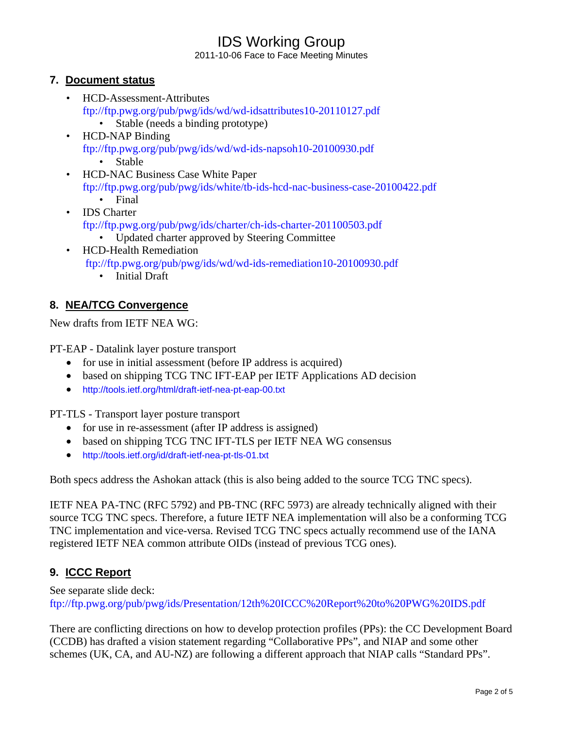## 7. Document status

- HCD-Assessment-Attributes
  ftp://ftp.pwg.org/pub/pwg/ids/wd/wd-idsattributes10-20110127.pdf
  - Stable (needs a binding prototype)
- HCD-NAP Binding
  ftp://ftp.pwg.org/pub/pwg/ids/wd/wd-ids-napsoh10-20100930.pdf
  - Stable
- HCD-NAC Business Case White Paper
  ftp://ftp.pwg.org/pub/pwg/ids/white/tb-ids-hcd-nac-business-case-20100422.pdf
  - Final
- IDS Charter
  ftp://ftp.pwg.org/pub/pwg/ids/charter/ch-ids-charter-201100503.pdf
  - Updated charter approved by Steering Committee
- HCD-Health Remediation
  ftp://ftp.pwg.org/pub/pwg/ids/wd/wd-ids-remediation10-20100930.pdf
  - Initial Draft

## 8. NEA/TCG Convergence

New drafts from IETF NEA WG:

PT-EAP - Datalink layer posture transport

- for use in initial assessment (before IP address is acquired)
- based on shipping TCG TNC IFT-EAP per IETF Applications AD decision
- http://tools.ietf.org/html/draft-ietf-nea-pt-eap-00.txt

PT-TLS - Transport layer posture transport

- for use in re-assessment (after IP address is assigned)
- based on shipping TCG TNC IFT-TLS per IETF NEA WG consensus
- http://tools.ietf.org/id/draft-ietf-nea-pt-tls-01.txt

Both specs address the Ashokan attack (this is also being added to the source TCG TNC specs).

IETF NEA PA-TNC (RFC 5792) and PB-TNC (RFC 5973) are already technically aligned with their source TCG TNC specs. Therefore, a future IETF NEA implementation will also be a conforming TCG TNC implementation and vice-versa. Revised TCG TNC specs actually recommend use of the IANA registered IETF NEA common attribute OIDs (instead of previous TCG ones).

## 9. ICCC Report

See separate slide deck:
ftp://ftp.pwg.org/pub/pwg/ids/Presentation/12th%20ICCC%20Report%20to%20PWG%20IDS.pdf

There are conflicting directions on how to develop protection profiles (PPs): the CC Development Board (CCDB) has drafted a vision statement regarding "Collaborative PPs", and NIAP and some other schemes (UK, CA, and AU-NZ) are following a different approach that NIAP calls "Standard PPs".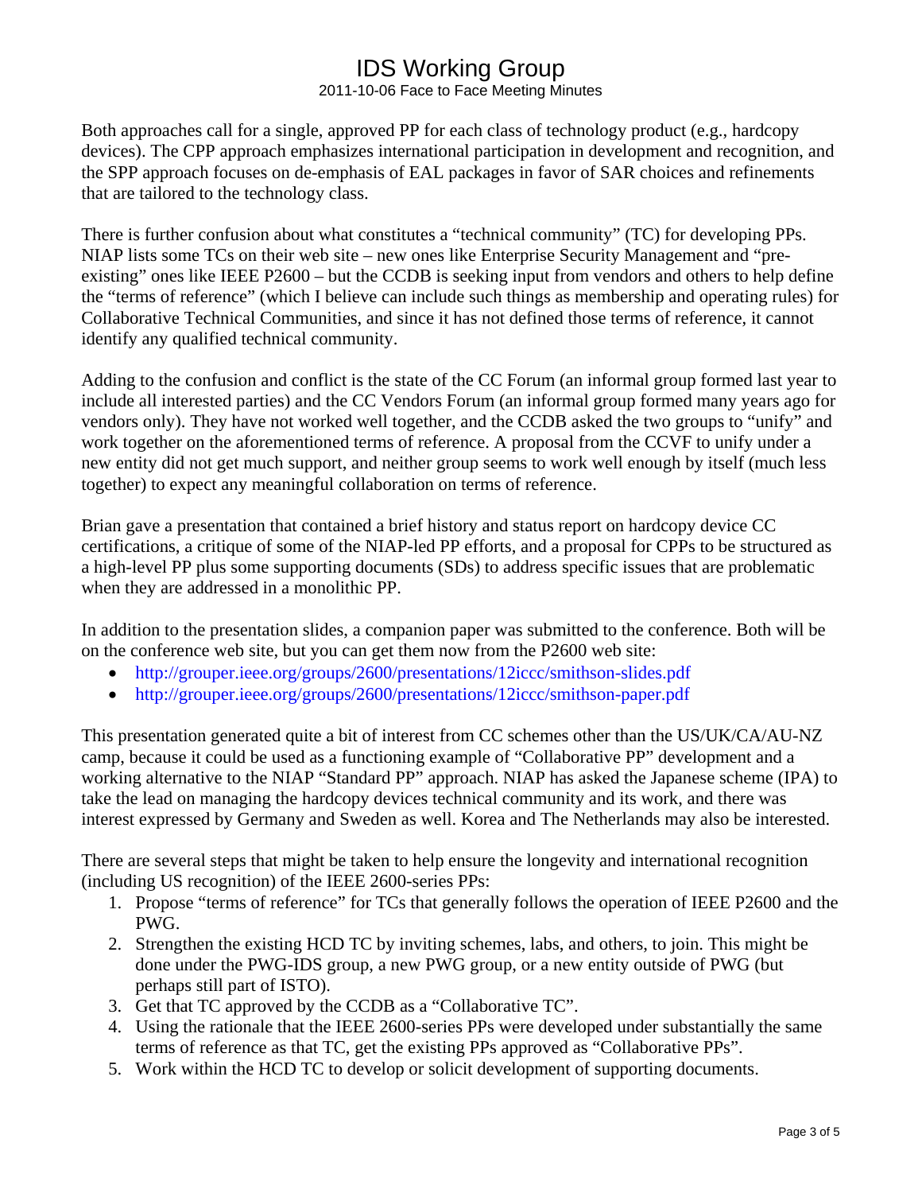Both approaches call for a single, approved PP for each class of technology product (e.g., hardcopy devices). The CPP approach emphasizes international participation in development and recognition, and the SPP approach focuses on de-emphasis of EAL packages in favor of SAR choices and refinements that are tailored to the technology class.

There is further confusion about what constitutes a "technical community" (TC) for developing PPs. NIAP lists some TCs on their web site – new ones like Enterprise Security Management and "pre-existing" ones like IEEE P2600 – but the CCDB is seeking input from vendors and others to help define the "terms of reference" (which I believe can include such things as membership and operating rules) for Collaborative Technical Communities, and since it has not defined those terms of reference, it cannot identify any qualified technical community.

Adding to the confusion and conflict is the state of the CC Forum (an informal group formed last year to include all interested parties) and the CC Vendors Forum (an informal group formed many years ago for vendors only). They have not worked well together, and the CCDB asked the two groups to "unify" and work together on the aforementioned terms of reference. A proposal from the CCVF to unify under a new entity did not get much support, and neither group seems to work well enough by itself (much less together) to expect any meaningful collaboration on terms of reference.

Brian gave a presentation that contained a brief history and status report on hardcopy device CC certifications, a critique of some of the NIAP-led PP efforts, and a proposal for CPPs to be structured as a high-level PP plus some supporting documents (SDs) to address specific issues that are problematic when they are addressed in a monolithic PP.

In addition to the presentation slides, a companion paper was submitted to the conference. Both will be on the conference web site, but you can get them now from the P2600 web site:

- http://grouper.ieee.org/groups/2600/presentations/12iccc/smithson-slides.pdf
- http://grouper.ieee.org/groups/2600/presentations/12iccc/smithson-paper.pdf

This presentation generated quite a bit of interest from CC schemes other than the US/UK/CA/AU-NZ camp, because it could be used as a functioning example of "Collaborative PP" development and a working alternative to the NIAP "Standard PP" approach. NIAP has asked the Japanese scheme (IPA) to take the lead on managing the hardcopy devices technical community and its work, and there was interest expressed by Germany and Sweden as well. Korea and The Netherlands may also be interested.

There are several steps that might be taken to help ensure the longevity and international recognition (including US recognition) of the IEEE 2600-series PPs:

1. Propose "terms of reference" for TCs that generally follows the operation of IEEE P2600 and the PWG.
2. Strengthen the existing HCD TC by inviting schemes, labs, and others, to join. This might be done under the PWG-IDS group, a new PWG group, or a new entity outside of PWG (but perhaps still part of ISTO).
3. Get that TC approved by the CCDB as a "Collaborative TC".
4. Using the rationale that the IEEE 2600-series PPs were developed under substantially the same terms of reference as that TC, get the existing PPs approved as "Collaborative PPs".
5. Work within the HCD TC to develop or solicit development of supporting documents.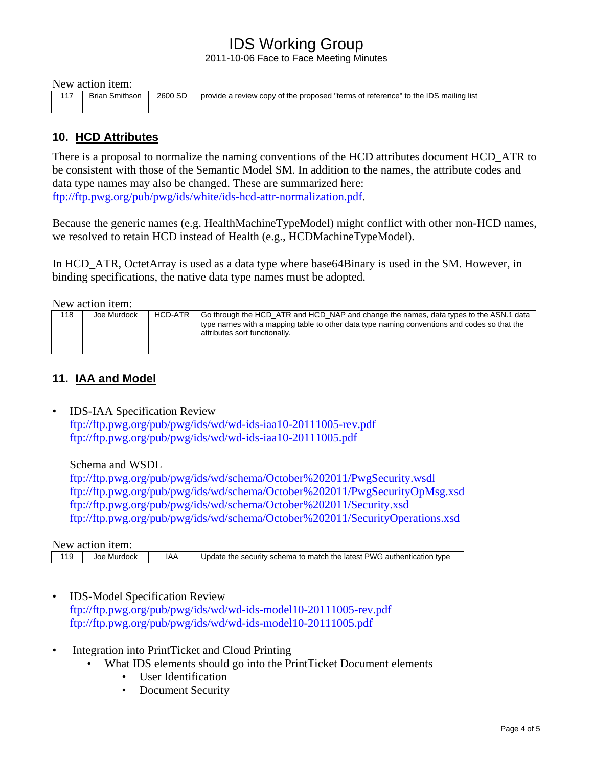New action item:

| 117 | Brian Smithson | 2600 SD | provide a review copy of the proposed "terms of reference" to the IDS mailing list |
|---|---|---|---|

## 10. HCD Attributes

There is a proposal to normalize the naming conventions of the HCD attributes document HCD_ATR to be consistent with those of the Semantic Model SM. In addition to the names, the attribute codes and data type names may also be changed. These are summarized here: ftp://ftp.pwg.org/pub/pwg/ids/white/ids-hcd-attr-normalization.pdf.

Because the generic names (e.g. HealthMachineTypeModel) might conflict with other non-HCD names, we resolved to retain HCD instead of Health (e.g., HCDMachineTypeModel).

In HCD_ATR, OctetArray is used as a data type where base64Binary is used in the SM. However, in binding specifications, the native data type names must be adopted.

New action item:

| 118 | Joe Murdock | HCD-ATR | Go through the HCD_ATR and HCD_NAP and change the names, data types to the ASN.1 data type names with a mapping table to other data type naming conventions and codes so that the attributes sort functionally. |
|---|---|---|---|

## 11. IAA and Model

- IDS-IAA Specification Review
  ftp://ftp.pwg.org/pub/pwg/ids/wd/wd-ids-iaa10-20111005-rev.pdf
  ftp://ftp.pwg.org/pub/pwg/ids/wd/wd-ids-iaa10-20111005.pdf

  Schema and WSDL
  ftp://ftp.pwg.org/pub/pwg/ids/wd/schema/October%202011/PwgSecurity.wsdl
  ftp://ftp.pwg.org/pub/pwg/ids/wd/schema/October%202011/PwgSecurityOpMsg.xsd
  ftp://ftp.pwg.org/pub/pwg/ids/wd/schema/October%202011/Security.xsd
  ftp://ftp.pwg.org/pub/pwg/ids/wd/schema/October%202011/SecurityOperations.xsd

New action item:

| 119 | Joe Murdock | IAA | Update the security schema to match the latest PWG authentication type |
|---|---|---|---|

- IDS-Model Specification Review
  ftp://ftp.pwg.org/pub/pwg/ids/wd/wd-ids-model10-20111005-rev.pdf
  ftp://ftp.pwg.org/pub/pwg/ids/wd/wd-ids-model10-20111005.pdf

- Integration into PrintTicket and Cloud Printing
  - What IDS elements should go into the PrintTicket Document elements
    - User Identification
    - Document Security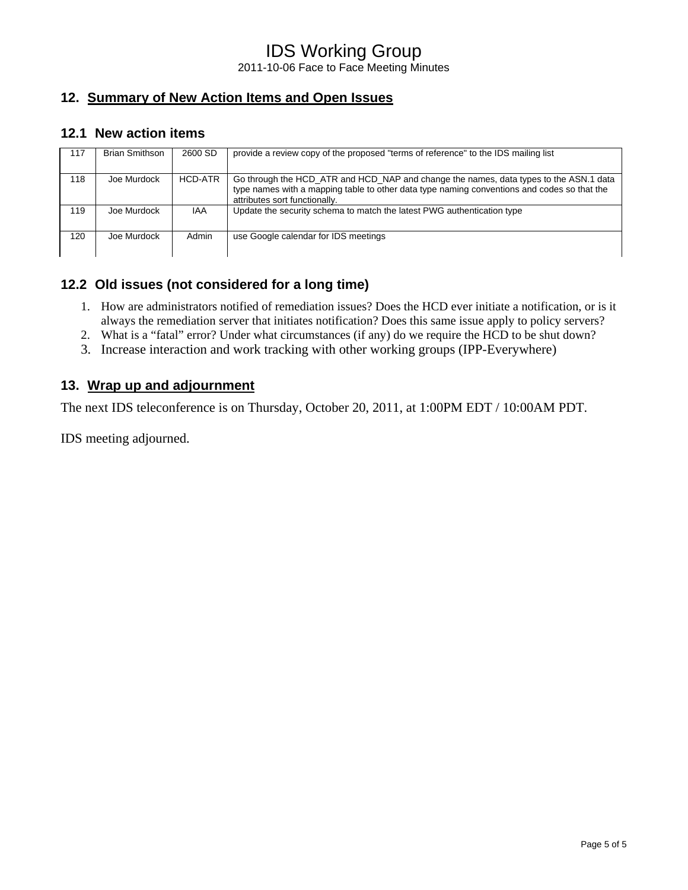## 12. Summary of New Action Items and Open Issues

### 12.1 New action items

| | | | |
|---|---|---|---|
| 117 | Brian Smithson | 2600 SD | provide a review copy of the proposed "terms of reference" to the IDS mailing list |
| 118 | Joe Murdock | HCD-ATR | Go through the HCD_ATR and HCD_NAP and change the names, data types to the ASN.1 data type names with a mapping table to other data type naming conventions and codes so that the attributes sort functionally. |
| 119 | Joe Murdock | IAA | Update the security schema to match the latest PWG authentication type |
| 120 | Joe Murdock | Admin | use Google calendar for IDS meetings |

### 12.2 Old issues (not considered for a long time)

1. How are administrators notified of remediation issues? Does the HCD ever initiate a notification, or is it always the remediation server that initiates notification? Does this same issue apply to policy servers?
2. What is a "fatal" error? Under what circumstances (if any) do we require the HCD to be shut down?
3. Increase interaction and work tracking with other working groups (IPP-Everywhere)

## 13. Wrap up and adjournment

The next IDS teleconference is on Thursday, October 20, 2011, at 1:00PM EDT / 10:00AM PDT.

IDS meeting adjourned.